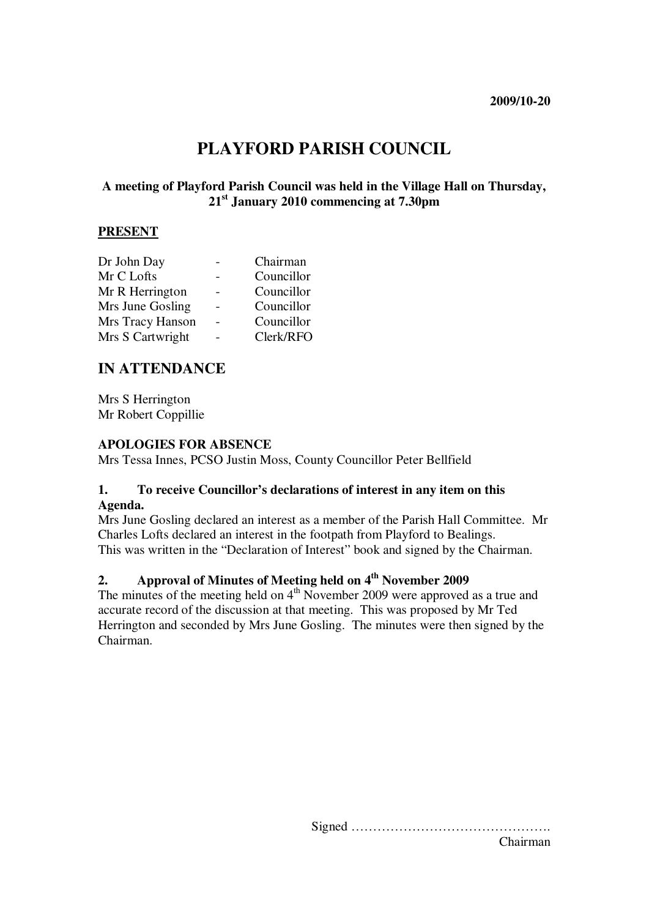2009/10-20

# PLAYFORD PARISH COUNCIL

**A meeting of Playford Parish Council was held in the Village Hall on Thursday, 21st January 2010 commencing at 7.30pm**

## PRESENT

| | | |
|---|---|---|
| Dr John Day | - | Chairman |
| Mr C Lofts | - | Councillor |
| Mr R Herrington | - | Councillor |
| Mrs June Gosling | - | Councillor |
| Mrs Tracy Hanson | - | Councillor |
| Mrs S Cartwright | - | Clerk/RFO |

## IN ATTENDANCE

Mrs S Herrington
Mr Robert Coppillie

**APOLOGIES FOR ABSENCE**
Mrs Tessa Innes, PCSO Justin Moss, County Councillor Peter Bellfield

**1. To receive Councillor's declarations of interest in any item on this Agenda.**
Mrs June Gosling declared an interest as a member of the Parish Hall Committee. Mr Charles Lofts declared an interest in the footpath from Playford to Bealings.
This was written in the "Declaration of Interest" book and signed by the Chairman.

**2. Approval of Minutes of Meeting held on 4th November 2009**
The minutes of the meeting held on 4th November 2009 were approved as a true and accurate record of the discussion at that meeting. This was proposed by Mr Ted Herrington and seconded by Mrs June Gosling. The minutes were then signed by the Chairman.

Signed ……………………………………….
Chairman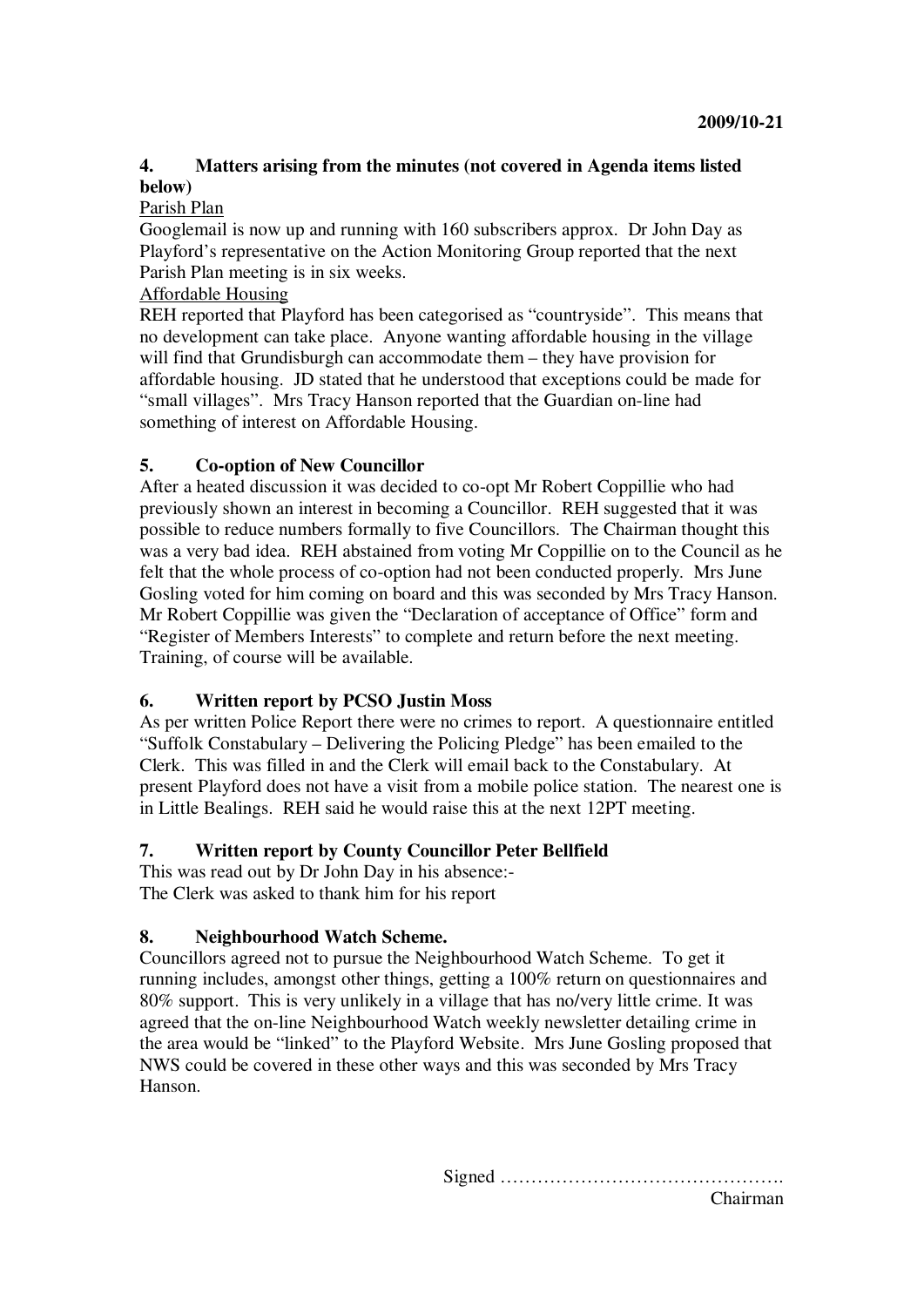**2009/10-21**

## 4. Matters arising from the minutes (not covered in Agenda items listed below)

Parish Plan

Googlemail is now up and running with 160 subscribers approx. Dr John Day as Playford's representative on the Action Monitoring Group reported that the next Parish Plan meeting is in six weeks.

Affordable Housing

REH reported that Playford has been categorised as "countryside". This means that no development can take place. Anyone wanting affordable housing in the village will find that Grundisburgh can accommodate them – they have provision for affordable housing. JD stated that he understood that exceptions could be made for "small villages". Mrs Tracy Hanson reported that the Guardian on-line had something of interest on Affordable Housing.

## 5. Co-option of New Councillor

After a heated discussion it was decided to co-opt Mr Robert Coppillie who had previously shown an interest in becoming a Councillor. REH suggested that it was possible to reduce numbers formally to five Councillors. The Chairman thought this was a very bad idea. REH abstained from voting Mr Coppillie on to the Council as he felt that the whole process of co-option had not been conducted properly. Mrs June Gosling voted for him coming on board and this was seconded by Mrs Tracy Hanson. Mr Robert Coppillie was given the "Declaration of acceptance of Office" form and "Register of Members Interests" to complete and return before the next meeting. Training, of course will be available.

## 6. Written report by PCSO Justin Moss

As per written Police Report there were no crimes to report. A questionnaire entitled "Suffolk Constabulary – Delivering the Policing Pledge" has been emailed to the Clerk. This was filled in and the Clerk will email back to the Constabulary. At present Playford does not have a visit from a mobile police station. The nearest one is in Little Bealings. REH said he would raise this at the next 12PT meeting.

## 7. Written report by County Councillor Peter Bellfield

This was read out by Dr John Day in his absence:-
The Clerk was asked to thank him for his report

## 8. Neighbourhood Watch Scheme.

Councillors agreed not to pursue the Neighbourhood Watch Scheme. To get it running includes, amongst other things, getting a 100% return on questionnaires and 80% support. This is very unlikely in a village that has no/very little crime. It was agreed that the on-line Neighbourhood Watch weekly newsletter detailing crime in the area would be "linked" to the Playford Website. Mrs June Gosling proposed that NWS could be covered in these other ways and this was seconded by Mrs Tracy Hanson.

Signed ……………………………………….
Chairman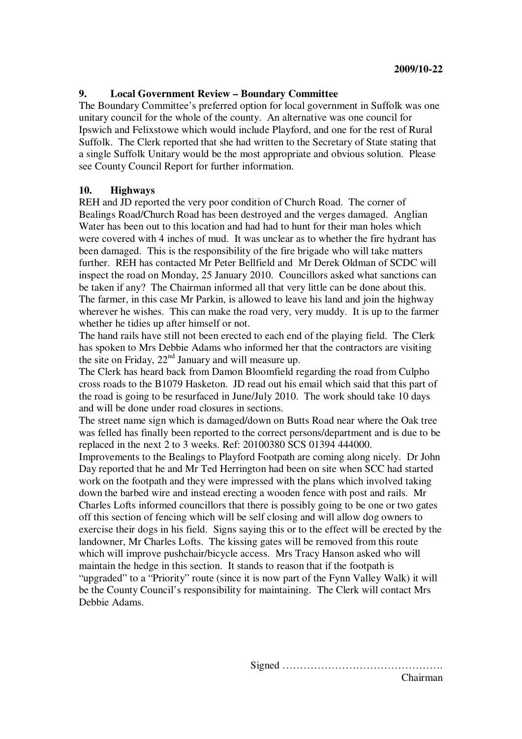2009/10-22

## 9. Local Government Review – Boundary Committee

The Boundary Committee's preferred option for local government in Suffolk was one unitary council for the whole of the county. An alternative was one council for Ipswich and Felixstowe which would include Playford, and one for the rest of Rural Suffolk. The Clerk reported that she had written to the Secretary of State stating that a single Suffolk Unitary would be the most appropriate and obvious solution. Please see County Council Report for further information.

## 10. Highways

REH and JD reported the very poor condition of Church Road. The corner of Bealings Road/Church Road has been destroyed and the verges damaged. Anglian Water has been out to this location and had had to hunt for their man holes which were covered with 4 inches of mud. It was unclear as to whether the fire hydrant has been damaged. This is the responsibility of the fire brigade who will take matters further. REH has contacted Mr Peter Bellfield and Mr Derek Oldman of SCDC will inspect the road on Monday, 25 January 2010. Councillors asked what sanctions can be taken if any? The Chairman informed all that very little can be done about this. The farmer, in this case Mr Parkin, is allowed to leave his land and join the highway wherever he wishes. This can make the road very, very muddy. It is up to the farmer whether he tidies up after himself or not.

The hand rails have still not been erected to each end of the playing field. The Clerk has spoken to Mrs Debbie Adams who informed her that the contractors are visiting the site on Friday, 22nd January and will measure up.

The Clerk has heard back from Damon Bloomfield regarding the road from Culpho cross roads to the B1079 Hasketon. JD read out his email which said that this part of the road is going to be resurfaced in June/July 2010. The work should take 10 days and will be done under road closures in sections.

The street name sign which is damaged/down on Butts Road near where the Oak tree was felled has finally been reported to the correct persons/department and is due to be replaced in the next 2 to 3 weeks. Ref: 20100380 SCS 01394 444000.

Improvements to the Bealings to Playford Footpath are coming along nicely. Dr John Day reported that he and Mr Ted Herrington had been on site when SCC had started work on the footpath and they were impressed with the plans which involved taking down the barbed wire and instead erecting a wooden fence with post and rails. Mr Charles Lofts informed councillors that there is possibly going to be one or two gates off this section of fencing which will be self closing and will allow dog owners to exercise their dogs in his field. Signs saying this or to the effect will be erected by the landowner, Mr Charles Lofts. The kissing gates will be removed from this route which will improve pushchair/bicycle access. Mrs Tracy Hanson asked who will maintain the hedge in this section. It stands to reason that if the footpath is "upgraded" to a "Priority" route (since it is now part of the Fynn Valley Walk) it will be the County Council's responsibility for maintaining. The Clerk will contact Mrs Debbie Adams.

Signed ……………………………………….
Chairman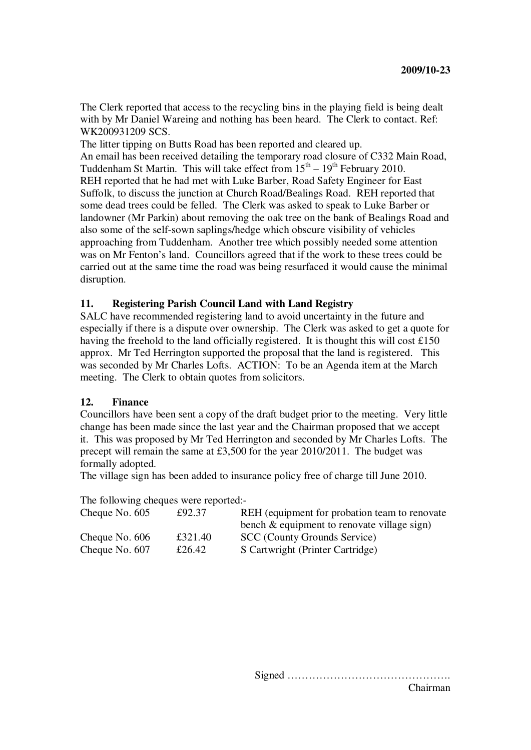The Clerk reported that access to the recycling bins in the playing field is being dealt with by Mr Daniel Wareing and nothing has been heard. The Clerk to contact. Ref: WK200931209 SCS.

The litter tipping on Butts Road has been reported and cleared up.

An email has been received detailing the temporary road closure of C332 Main Road, Tuddenham St Martin. This will take effect from 15th – 19th February 2010.

REH reported that he had met with Luke Barber, Road Safety Engineer for East Suffolk, to discuss the junction at Church Road/Bealings Road. REH reported that some dead trees could be felled. The Clerk was asked to speak to Luke Barber or landowner (Mr Parkin) about removing the oak tree on the bank of Bealings Road and also some of the self-sown saplings/hedge which obscure visibility of vehicles approaching from Tuddenham. Another tree which possibly needed some attention was on Mr Fenton's land. Councillors agreed that if the work to these trees could be carried out at the same time the road was being resurfaced it would cause the minimal disruption.

## 11. Registering Parish Council Land with Land Registry

SALC have recommended registering land to avoid uncertainty in the future and especially if there is a dispute over ownership. The Clerk was asked to get a quote for having the freehold to the land officially registered. It is thought this will cost £150 approx. Mr Ted Herrington supported the proposal that the land is registered. This was seconded by Mr Charles Lofts. ACTION: To be an Agenda item at the March meeting. The Clerk to obtain quotes from solicitors.

## 12. Finance

Councillors have been sent a copy of the draft budget prior to the meeting. Very little change has been made since the last year and the Chairman proposed that we accept it. This was proposed by Mr Ted Herrington and seconded by Mr Charles Lofts. The precept will remain the same at £3,500 for the year 2010/2011. The budget was formally adopted.

The village sign has been added to insurance policy free of charge till June 2010.

The following cheques were reported:-

| | | |
|---|---|---|
| Cheque No. 605 | £92.37 | REH (equipment for probation team to renovate bench & equipment to renovate village sign) |
| Cheque No. 606 | £321.40 | SCC (County Grounds Service) |
| Cheque No. 607 | £26.42 | S Cartwright (Printer Cartridge) |

Signed ……………………………………….

Chairman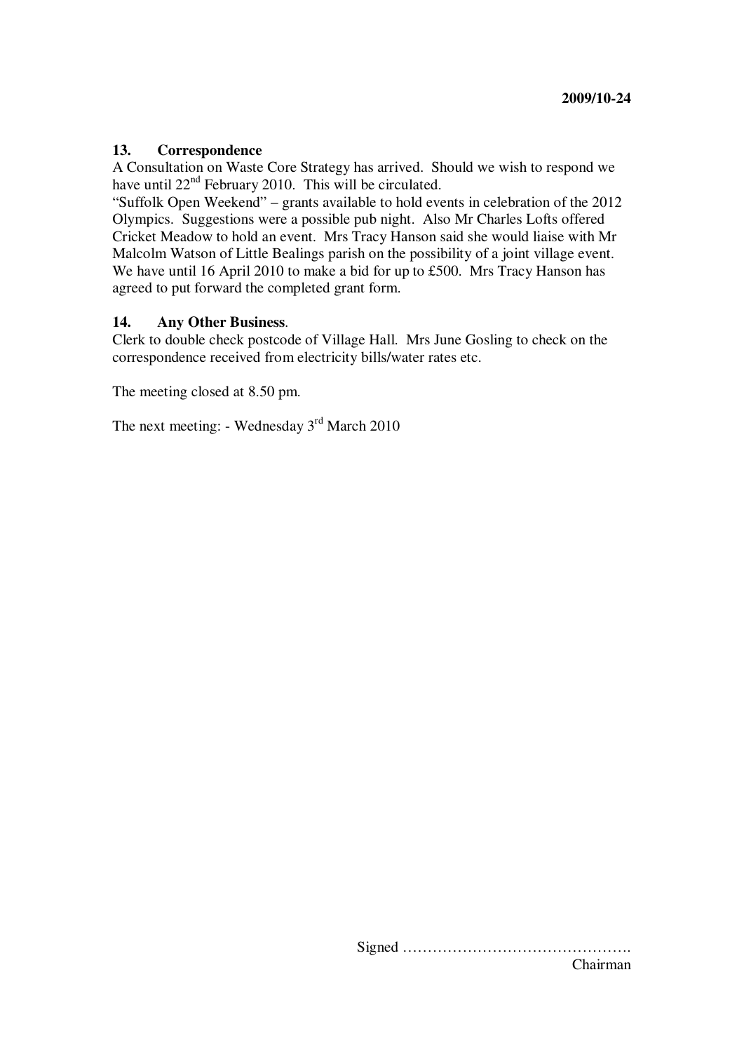**2009/10-24**

## 13. Correspondence

A Consultation on Waste Core Strategy has arrived. Should we wish to respond we have until 22nd February 2010. This will be circulated.

"Suffolk Open Weekend" – grants available to hold events in celebration of the 2012 Olympics. Suggestions were a possible pub night. Also Mr Charles Lofts offered Cricket Meadow to hold an event. Mrs Tracy Hanson said she would liaise with Mr Malcolm Watson of Little Bealings parish on the possibility of a joint village event. We have until 16 April 2010 to make a bid for up to £500. Mrs Tracy Hanson has agreed to put forward the completed grant form.

## 14. Any Other Business.

Clerk to double check postcode of Village Hall. Mrs June Gosling to check on the correspondence received from electricity bills/water rates etc.

The meeting closed at 8.50 pm.

The next meeting: - Wednesday 3rd March 2010

Signed ……………………………………….
Chairman